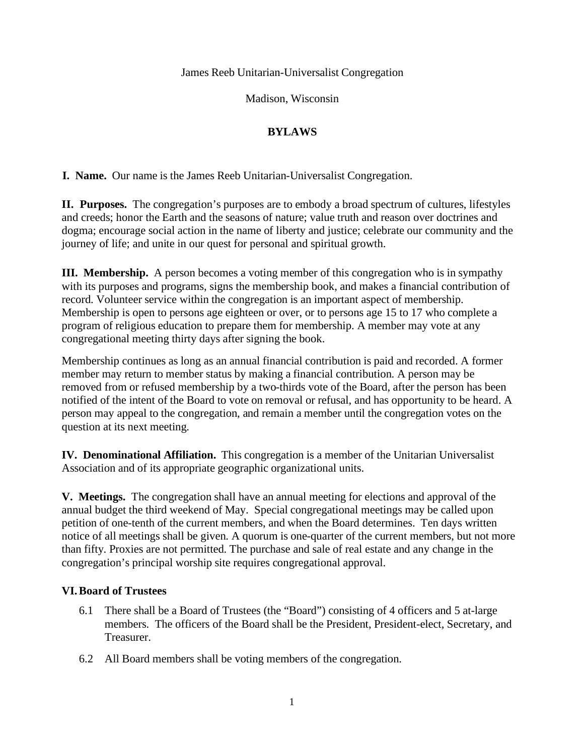James Reeb Unitarian-Universalist Congregation

Madison, Wisconsin

# BYLAWS

**I. Name.** Our name is the James Reeb Unitarian-Universalist Congregation.

**II. Purposes.** The congregation's purposes are to embody a broad spectrum of cultures, lifestyles and creeds; honor the Earth and the seasons of nature; value truth and reason over doctrines and dogma; encourage social action in the name of liberty and justice; celebrate our community and the journey of life; and unite in our quest for personal and spiritual growth.

**III. Membership.** A person becomes a voting member of this congregation who is in sympathy with its purposes and programs, signs the membership book, and makes a financial contribution of record. Volunteer service within the congregation is an important aspect of membership. Membership is open to persons age eighteen or over, or to persons age 15 to 17 who complete a program of religious education to prepare them for membership. A member may vote at any congregational meeting thirty days after signing the book.

Membership continues as long as an annual financial contribution is paid and recorded. A former member may return to member status by making a financial contribution. A person may be removed from or refused membership by a two-thirds vote of the Board, after the person has been notified of the intent of the Board to vote on removal or refusal, and has opportunity to be heard. A person may appeal to the congregation, and remain a member until the congregation votes on the question at its next meeting.

**IV. Denominational Affiliation.** This congregation is a member of the Unitarian Universalist Association and of its appropriate geographic organizational units.

**V. Meetings.** The congregation shall have an annual meeting for elections and approval of the annual budget the third weekend of May. Special congregational meetings may be called upon petition of one-tenth of the current members, and when the Board determines. Ten days written notice of all meetings shall be given. A quorum is one-quarter of the current members, but not more than fifty. Proxies are not permitted. The purchase and sale of real estate and any change in the congregation's principal worship site requires congregational approval.

**VI. Board of Trustees**

6.1 There shall be a Board of Trustees (the "Board") consisting of 4 officers and 5 at-large members. The officers of the Board shall be the President, President-elect, Secretary, and Treasurer.

6.2 All Board members shall be voting members of the congregation.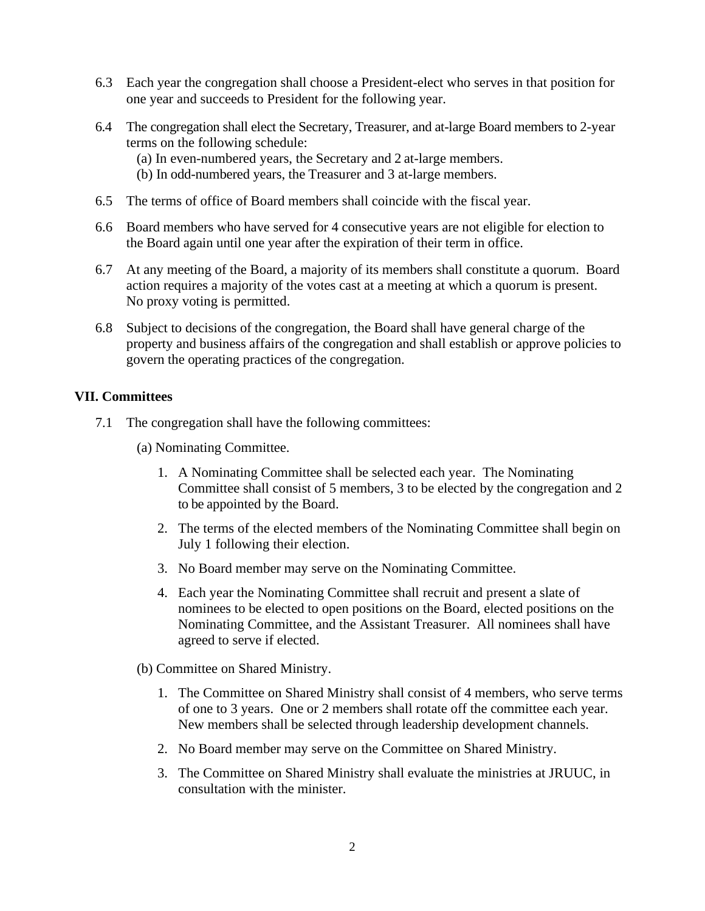6.3 Each year the congregation shall choose a President-elect who serves in that position for one year and succeeds to President for the following year.

6.4 The congregation shall elect the Secretary, Treasurer, and at-large Board members to 2-year terms on the following schedule:
   (a) In even-numbered years, the Secretary and 2 at-large members.
   (b) In odd-numbered years, the Treasurer and 3 at-large members.

6.5 The terms of office of Board members shall coincide with the fiscal year.

6.6 Board members who have served for 4 consecutive years are not eligible for election to the Board again until one year after the expiration of their term in office.

6.7 At any meeting of the Board, a majority of its members shall constitute a quorum. Board action requires a majority of the votes cast at a meeting at which a quorum is present. No proxy voting is permitted.

6.8 Subject to decisions of the congregation, the Board shall have general charge of the property and business affairs of the congregation and shall establish or approve policies to govern the operating practices of the congregation.

## VII. Committees

7.1 The congregation shall have the following committees:

(a) Nominating Committee.

1. A Nominating Committee shall be selected each year. The Nominating Committee shall consist of 5 members, 3 to be elected by the congregation and 2 to be appointed by the Board.
2. The terms of the elected members of the Nominating Committee shall begin on July 1 following their election.
3. No Board member may serve on the Nominating Committee.
4. Each year the Nominating Committee shall recruit and present a slate of nominees to be elected to open positions on the Board, elected positions on the Nominating Committee, and the Assistant Treasurer. All nominees shall have agreed to serve if elected.

(b) Committee on Shared Ministry.

1. The Committee on Shared Ministry shall consist of 4 members, who serve terms of one to 3 years. One or 2 members shall rotate off the committee each year. New members shall be selected through leadership development channels.
2. No Board member may serve on the Committee on Shared Ministry.
3. The Committee on Shared Ministry shall evaluate the ministries at JRUUC, in consultation with the minister.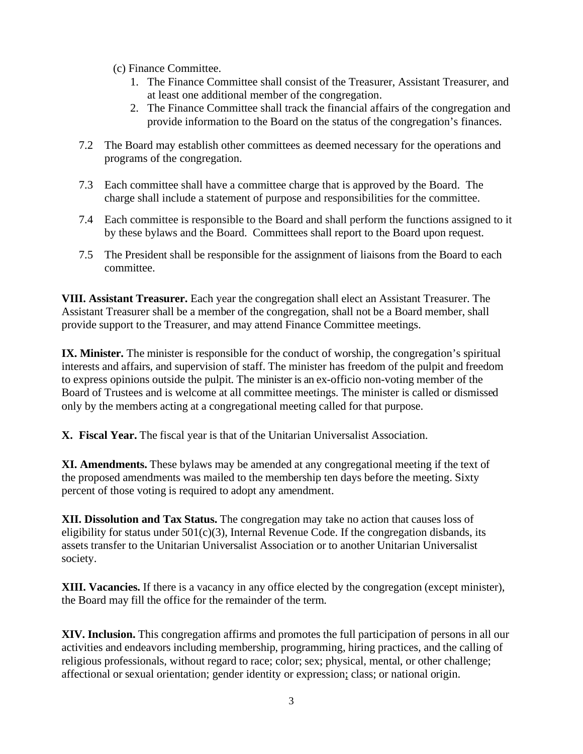(c) Finance Committee.

1. The Finance Committee shall consist of the Treasurer, Assistant Treasurer, and at least one additional member of the congregation.
2. The Finance Committee shall track the financial affairs of the congregation and provide information to the Board on the status of the congregation's finances.

7.2 The Board may establish other committees as deemed necessary for the operations and programs of the congregation.

7.3 Each committee shall have a committee charge that is approved by the Board. The charge shall include a statement of purpose and responsibilities for the committee.

7.4 Each committee is responsible to the Board and shall perform the functions assigned to it by these bylaws and the Board. Committees shall report to the Board upon request.

7.5 The President shall be responsible for the assignment of liaisons from the Board to each committee.

**VIII. Assistant Treasurer.** Each year the congregation shall elect an Assistant Treasurer. The Assistant Treasurer shall be a member of the congregation, shall not be a Board member, shall provide support to the Treasurer, and may attend Finance Committee meetings.

**IX. Minister.** The minister is responsible for the conduct of worship, the congregation's spiritual interests and affairs, and supervision of staff. The minister has freedom of the pulpit and freedom to express opinions outside the pulpit. The minister is an ex-officio non-voting member of the Board of Trustees and is welcome at all committee meetings. The minister is called or dismissed only by the members acting at a congregational meeting called for that purpose.

**X. Fiscal Year.** The fiscal year is that of the Unitarian Universalist Association.

**XI. Amendments.** These bylaws may be amended at any congregational meeting if the text of the proposed amendments was mailed to the membership ten days before the meeting. Sixty percent of those voting is required to adopt any amendment.

**XII. Dissolution and Tax Status.** The congregation may take no action that causes loss of eligibility for status under 501(c)(3), Internal Revenue Code. If the congregation disbands, its assets transfer to the Unitarian Universalist Association or to another Unitarian Universalist society.

**XIII. Vacancies.** If there is a vacancy in any office elected by the congregation (except minister), the Board may fill the office for the remainder of the term.

**XIV. Inclusion.** This congregation affirms and promotes the full participation of persons in all our activities and endeavors including membership, programming, hiring practices, and the calling of religious professionals, without regard to race; color; sex; physical, mental, or other challenge; affectional or sexual orientation; gender identity or expression; class; or national origin.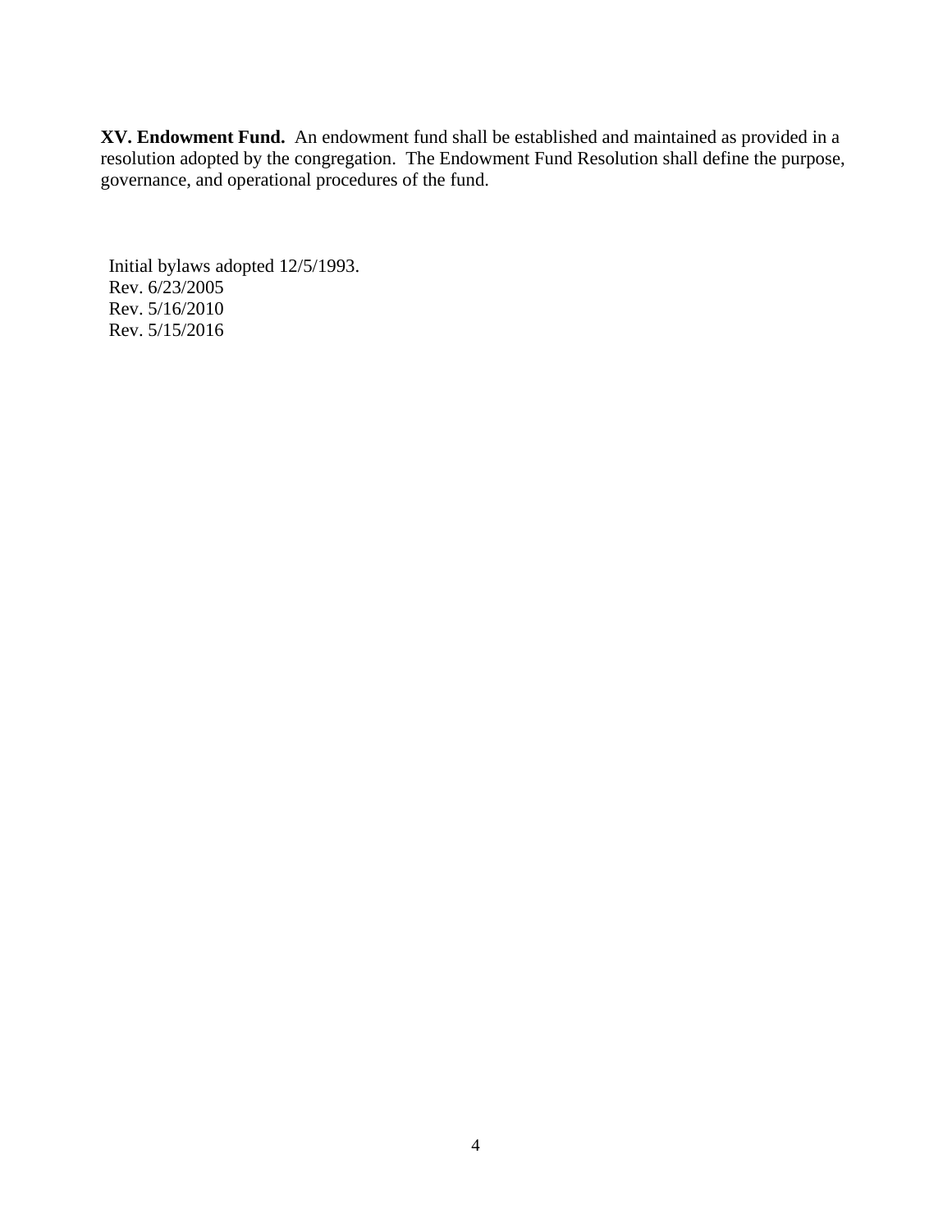**XV. Endowment Fund.** An endowment fund shall be established and maintained as provided in a resolution adopted by the congregation. The Endowment Fund Resolution shall define the purpose, governance, and operational procedures of the fund.

Initial bylaws adopted 12/5/1993.
Rev. 6/23/2005
Rev. 5/16/2010
Rev. 5/15/2016